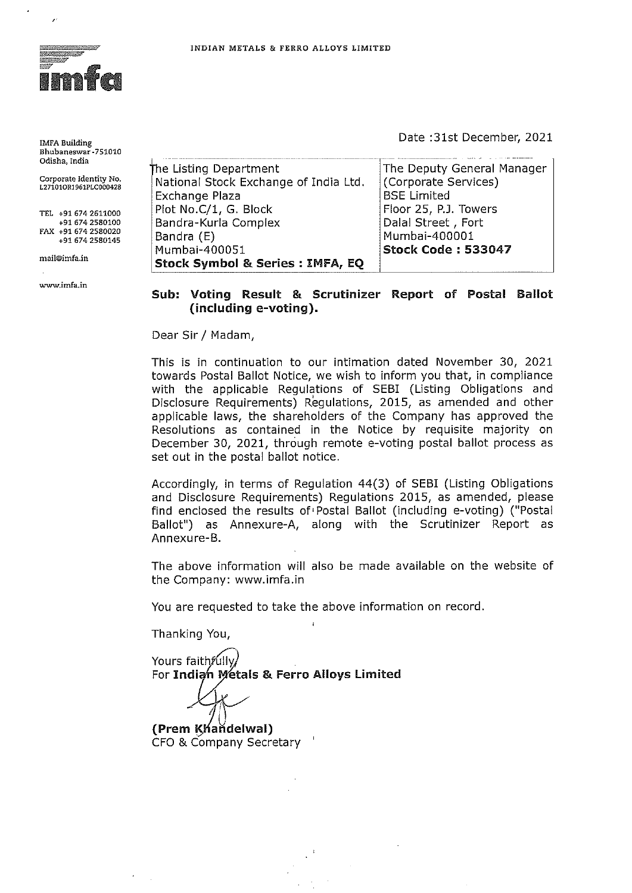INDIAN METALS & FERRO ALLOYS LIMITED

imfa

IMFA Building
Bhubaneswar -751010
Odisha, India

Corporate Identity No.
L27101OR1961PLC000428

TEL +91 674 2611000
+91 674 2580100
FAX +91 674 2580020
+91 674 2580145

mail@imfa.in

www.imfa.in

Date :31st December, 2021

| The Listing Department<br>National Stock Exchange of India Ltd.<br>Exchange Plaza<br>Plot No.C/1, G. Block<br>Bandra-Kurla Complex<br>Bandra (E)<br>Mumbai-400051<br>**Stock Symbol & Series : IMFA, EQ** | The Deputy General Manager<br>(Corporate Services)<br>BSE Limited<br>Floor 25, P.J. Towers<br>Dalal Street , Fort<br>Mumbai-400001<br>**Stock Code : 533047** |
|---|---|

**Sub: Voting Result & Scrutinizer Report of Postal Ballot (including e-voting).**

Dear Sir / Madam,

This is in continuation to our intimation dated November 30, 2021 towards Postal Ballot Notice, we wish to inform you that, in compliance with the applicable Regulations of SEBI (Listing Obligations and Disclosure Requirements) Regulations, 2015, as amended and other applicable laws, the shareholders of the Company has approved the Resolutions as contained in the Notice by requisite majority on December 30, 2021, through remote e-voting postal ballot process as set out in the postal ballot notice.

Accordingly, in terms of Regulation 44(3) of SEBI (Listing Obligations and Disclosure Requirements) Regulations 2015, as amended, please find enclosed the results of Postal Ballot (including e-voting) ("Postal Ballot") as Annexure-A, along with the Scrutinizer Report as Annexure-B.

The above information will also be made available on the website of the Company: www.imfa.in

You are requested to take the above information on record.

Thanking You,

Yours faithfully,
For **Indian Metals & Ferro Alloys Limited**

**(Prem Khandelwal)**
CFO & Company Secretary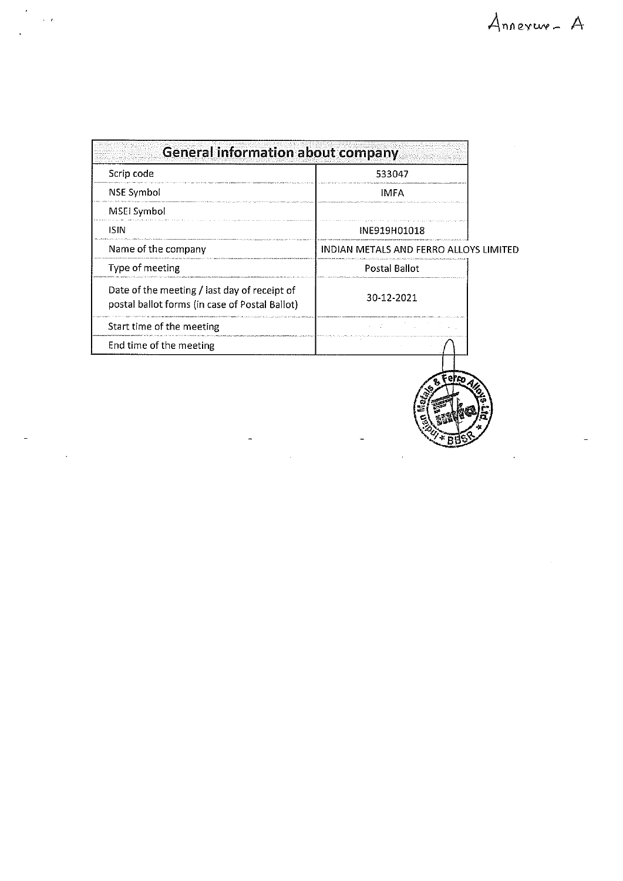Annexure - A

| General information about company | |
|---|---|
| Scrip code | 533047 |
| NSE Symbol | IMFA |
| MSEI Symbol | |
| ISIN | INE919H01018 |
| Name of the company | INDIAN METALS AND FERRO ALLOYS LIMITED |
| Type of meeting | Postal Ballot |
| Date of the meeting / last day of receipt of postal ballot forms (in case of Postal Ballot) | 30-12-2021 |
| Start time of the meeting | |
| End time of the meeting | |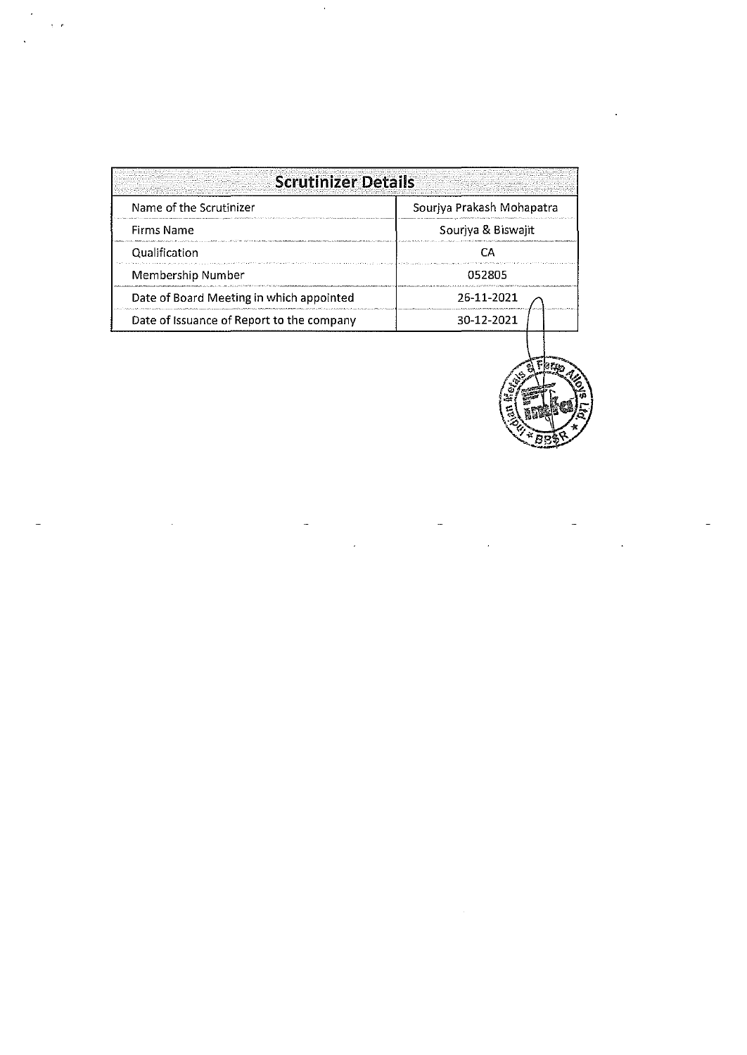| Scrutinizer Details | |
|---|---|
| Name of the Scrutinizer | Sourjya Prakash Mohapatra |
| Firms Name | Sourjya & Biswajit |
| Qualification | CA |
| Membership Number | 052805 |
| Date of Board Meeting in which appointed | 26-11-2021 |
| Date of Issuance of Report to the company | 30-12-2021 |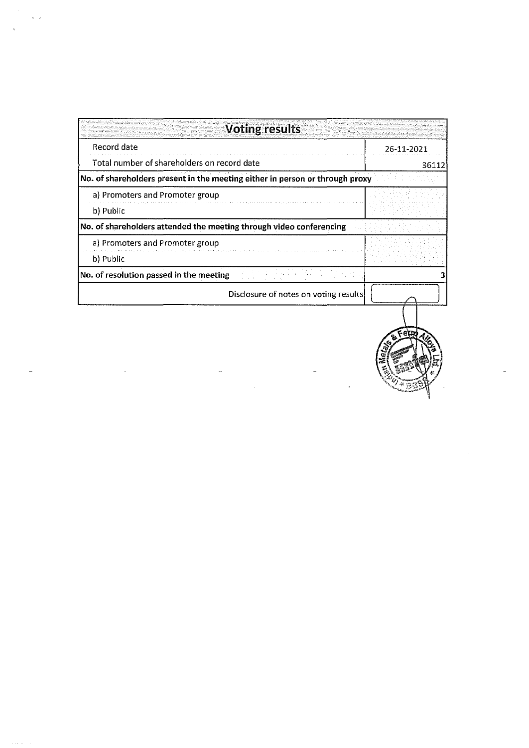| Voting results | |
|---|---|
| Record date | 26-11-2021 |
| Total number of shareholders on record date | 36112 |
| **No. of shareholders present in the meeting either in person or through proxy** | |
| a) Promoters and Promoter group | |
| b) Public | |
| **No. of shareholders attended the meeting through video conferencing** | |
| a) Promoters and Promoter group | |
| b) Public | |
| **No. of resolution passed in the meeting** | 3 |
| Disclosure of notes on voting results | |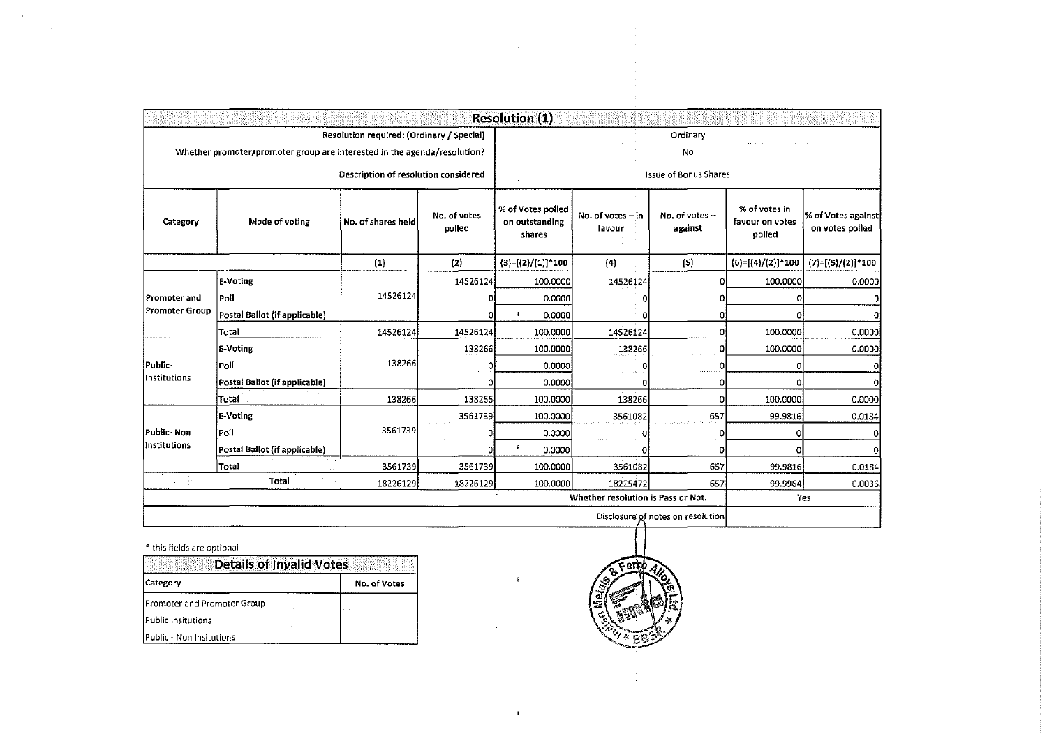| Resolution (1) | | | | | | | | |
|---|---|---|---|---|---|---|---|---|
| Resolution required: (Ordinary / Special) | | | | Ordinary | | | | |
| Whether promoter/promoter group are interested in the agenda/resolution? | | | | No | | | | |
| Description of resolution considered | | | | Issue of Bonus Shares | | | | |
| Category | Mode of voting | No. of shares held | No. of votes polled | % of Votes polled on outstanding shares | No. of votes – in favour | No. of votes – against | % of votes in favour on votes polled | % of Votes against on votes polled |
| | | (1) | (2) | (3)=[(2)/(1)]*100 | (4) | (5) | (6)=[(4)/(2)]*100 | (7)=[(5)/(2)]*100 |
| Promoter and Promoter Group | E-Voting | 14526124 | 14526124 | 100.0000 | 14526124 | 0 | 100.0000 | 0.0000 |
| | Poll | | 0 | 0.0000 | 0 | 0 | 0 | 0 |
| | Postal Ballot (if applicable) | | 0 | 0.0000 | 0 | 0 | 0 | 0 |
| | Total | 14526124 | 14526124 | 100.0000 | 14526124 | 0 | 100.0000 | 0.0000 |
| Public-Institutions | E-Voting | 138266 | 138266 | 100.0000 | 138266 | 0 | 100.0000 | 0.0000 |
| | Poll | | 0 | 0.0000 | 0 | 0 | 0 | 0 |
| | Postal Ballot (if applicable) | | 0 | 0.0000 | 0 | 0 | 0 | 0 |
| | Total | 138266 | 138266 | 100.0000 | 138266 | 0 | 100.0000 | 0.0000 |
| Public- Non Institutions | E-Voting | 3561739 | 3561739 | 100.0000 | 3561082 | 657 | 99.9816 | 0.0184 |
| | Poll | | 0 | 0.0000 | 0 | 0 | 0 | 0 |
| | Postal Ballot (if applicable) | | 0 | 0.0000 | 0 | 0 | 0 | 0 |
| | Total | 3561739 | 3561739 | 100.0000 | 3561082 | 657 | 99.9816 | 0.0184 |
| Total | | 18226129 | 18226129 | 100.0000 | 18225472 | 657 | 99.9964 | 0.0036 |
| | | | | Whether resolution is Pass or Not. | | | Yes | |
| | | | | Disclosure of notes on resolution | | | | |

[a] this fields are optional

| Details of Invalid Votes | |
|---|---|
| Category | No. of Votes |
| Promoter and Promoter Group | |
| Public Insitutions | |
| Public - Non Insitutions | |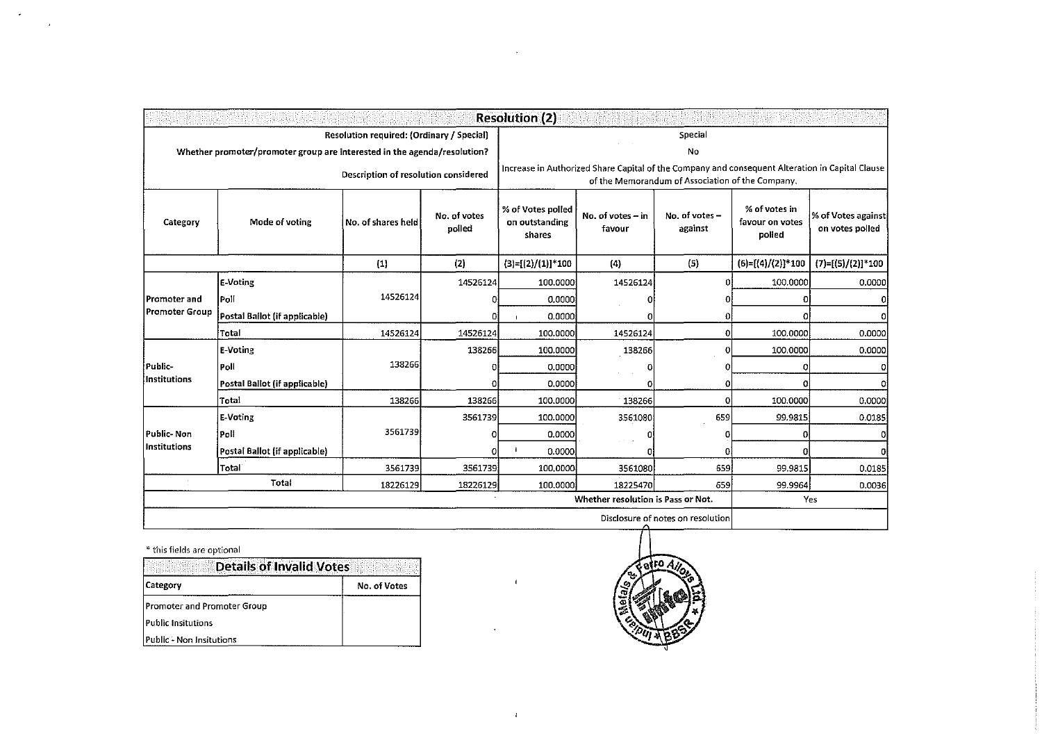## Resolution (2)

| | | | | | | | | |
|---|---|---|---|---|---|---|---|---|
| Resolution required: (Ordinary / Special) | | | | Special | | | | |
| Whether promoter/promoter group are interested in the agenda/resolution? | | | | No | | | | |
| Description of resolution considered | | | | Increase in Authorized Share Capital of the Company and consequent Alteration in Capital Clause of the Memorandum of Association of the Company. | | | | |
| Category | Mode of voting | No. of shares held | No. of votes polled | % of Votes polled on outstanding shares | No. of votes – in favour | No. of votes – against | % of votes in favour on votes polled | % of Votes against on votes polled |
| | | (1) | (2) | (3)=[(2)/(1)]*100 | (4) | (5) | (6)=[(4)/(2)]*100 | (7)=[(5)/(2)]*100 |
| Promoter and Promoter Group | E-Voting | 14526124 | 14526124 | 100.0000 | 14526124 | 0 | 100.0000 | 0.0000 |
| | Poll | | 0 | 0.0000 | 0 | 0 | 0 | 0 |
| | Postal Ballot (if applicable) | | 0 | 0.0000 | 0 | 0 | 0 | 0 |
| | Total | 14526124 | 14526124 | 100.0000 | 14526124 | 0 | 100.0000 | 0.0000 |
| Public- Institutions | E-Voting | 138266 | 138266 | 100.0000 | 138266 | 0 | 100.0000 | 0.0000 |
| | Poll | | 0 | 0.0000 | 0 | 0 | 0 | 0 |
| | Postal Ballot (if applicable) | | 0 | 0.0000 | 0 | 0 | 0 | 0 |
| | Total | 138266 | 138266 | 100.0000 | 138266 | 0 | 100.0000 | 0.0000 |
| Public- Non Institutions | E-Voting | 3561739 | 3561739 | 100.0000 | 3561080 | 659 | 99.9815 | 0.0185 |
| | Poll | | 0 | 0.0000 | 0 | 0 | 0 | 0 |
| | Postal Ballot (if applicable) | | 0 | 0.0000 | 0 | 0 | 0 | 0 |
| | Total | 3561739 | 3561739 | 100.0000 | 3561080 | 659 | 99.9815 | 0.0185 |
| Total | | 18226129 | 18226129 | 100.0000 | 18225470 | 659 | 99.9964 | 0.0036 |
| | | | | | Whether resolution is Pass or Not. | | Yes | |
| | | | | | Disclosure of notes on resolution | | | |

* this fields are optional

| Details of Invalid Votes | |
|---|---|
| Category | No. of Votes |
| Promoter and Promoter Group | |
| Public Insitutions | |
| Public - Non Insitutions | |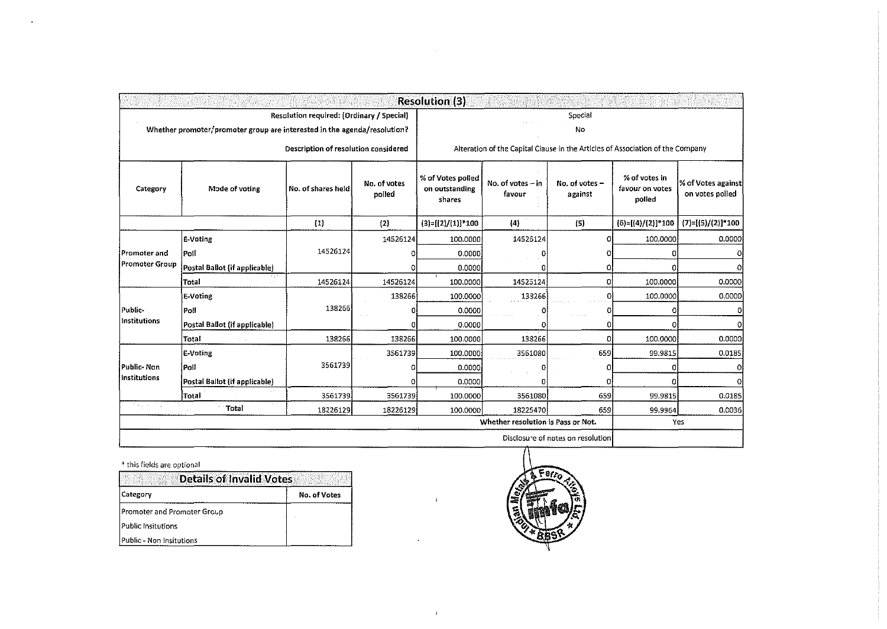## Resolution (3)

| | | | | | | | | |
|---|---|---|---|---|---|---|---|---|
| Resolution required: (Ordinary / Special) | | | | Special | | | | |
| Whether promoter/promoter group are interested in the agenda/resolution? | | | | No | | | | |
| Description of resolution considered | | | | Alteration of the Capital Clause in the Articles of Association of the Company | | | | |
| Category | Mode of voting | No. of shares held | No. of votes polled | % of Votes polled on outstanding shares | No. of votes – in favour | No. of votes – against | % of votes in favour on votes polled | % of Votes against on votes polled |
| | | (1) | (2) | (3)=[(2)/(1)]*100 | (4) | (5) | (6)=[(4)/(2)]*100 | (7)=[(5)/(2)]*100 |
| Promoter and Promoter Group | E-Voting | 14526124 | 14526124 | 100.0000 | 14526124 | 0 | 100.0000 | 0.0000 |
| | Poll | | 0 | 0.0000 | 0 | 0 | 0 | 0 |
| | Postal Ballot (if applicable) | | 0 | 0.0000 | 0 | 0 | 0 | 0 |
| | Total | 14526124 | 14526124 | 100.0000 | 14526124 | 0 | 100.0000 | 0.0000 |
| Public- Institutions | E-Voting | 138266 | 138266 | 100.0000 | 138266 | 0 | 100.0000 | 0.0000 |
| | Poll | | 0 | 0.0000 | 0 | 0 | 0 | 0 |
| | Postal Ballot (if applicable) | | 0 | 0.0000 | 0 | 0 | 0 | 0 |
| | Total | 138266 | 138266 | 100.0000 | 138266 | 0 | 100.0000 | 0.0000 |
| Public- Non Institutions | E-Voting | 3561739 | 3561739 | 100.0000 | 3561080 | 659 | 99.9815 | 0.0185 |
| | Poll | | 0 | 0.0000 | 0 | 0 | 0 | 0 |
| | Postal Ballot (if applicable) | | 0 | 0.0000 | 0 | 0 | 0 | 0 |
| | Total | 3561739 | 3561739 | 100.0000 | 3561080 | 659 | 99.9815 | 0.0185 |
| Total | | 18226129 | 18226129 | 100.0000 | 18225470 | 659 | 99.9964 | 0.0036 |
| | | | | Whether resolution is Pass or Not. | | | Yes | |
| | | | | Disclosure of notes on resolution | | | | |

* this fields are optional

| Details of Invalid Votes | |
|---|---|
| Category | No. of Votes |
| Promoter and Promoter Group | |
| Public Insitutions | |
| Public - Non Insitutions | |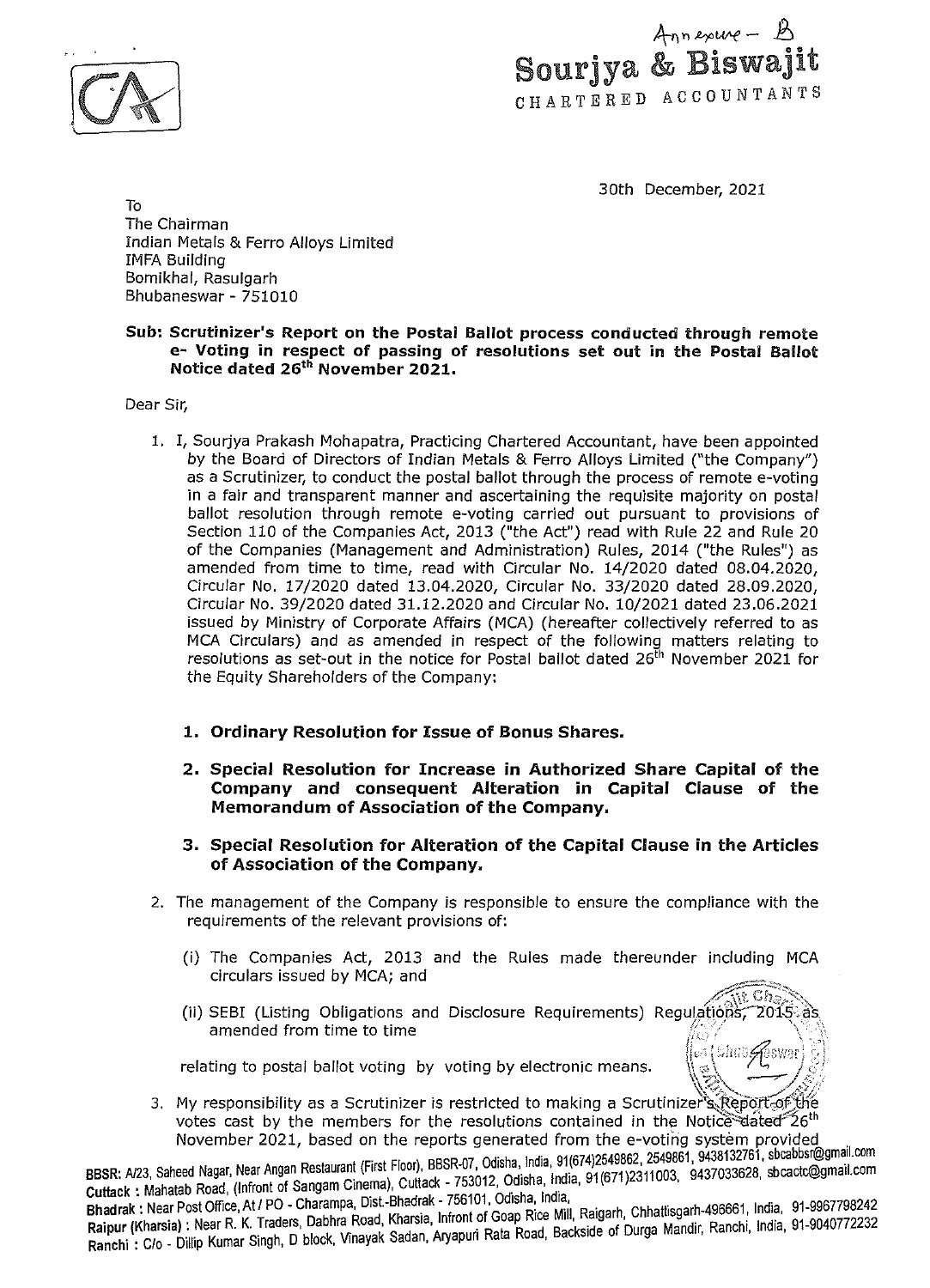Annexure - B

**Sourjya & Biswajit**
CHARTERED ACCOUNTANTS

30th December, 2021

To
The Chairman
Indian Metals & Ferro Alloys Limited
IMFA Building
Bomikhal, Rasulgarh
Bhubaneswar - 751010

**Sub: Scrutinizer's Report on the Postal Ballot process conducted through remote e- Voting in respect of passing of resolutions set out in the Postal Ballot Notice dated 26th November 2021.**

Dear Sir,

1. I, Sourjya Prakash Mohapatra, Practicing Chartered Accountant, have been appointed by the Board of Directors of Indian Metals & Ferro Alloys Limited ("the Company") as a Scrutinizer, to conduct the postal ballot through the process of remote e-voting in a fair and transparent manner and ascertaining the requisite majority on postal ballot resolution through remote e-voting carried out pursuant to provisions of Section 110 of the Companies Act, 2013 ("the Act") read with Rule 22 and Rule 20 of the Companies (Management and Administration) Rules, 2014 ("the Rules") as amended from time to time, read with Circular No. 14/2020 dated 08.04.2020, Circular No. 17/2020 dated 13.04.2020, Circular No. 33/2020 dated 28.09.2020, Circular No. 39/2020 dated 31.12.2020 and Circular No. 10/2021 dated 23.06.2021 issued by Ministry of Corporate Affairs (MCA) (hereafter collectively referred to as MCA Circulars) and as amended in respect of the following matters relating to resolutions as set-out in the notice for Postal ballot dated 26th November 2021 for the Equity Shareholders of the Company:

    1. **Ordinary Resolution for Issue of Bonus Shares.**
    2. **Special Resolution for Increase in Authorized Share Capital of the Company and consequent Alteration in Capital Clause of the Memorandum of Association of the Company.**
    3. **Special Resolution for Alteration of the Capital Clause in the Articles of Association of the Company.**

2. The management of the Company is responsible to ensure the compliance with the requirements of the relevant provisions of:

    (i) The Companies Act, 2013 and the Rules made thereunder including MCA circulars issued by MCA; and

    (ii) SEBI (Listing Obligations and Disclosure Requirements) Regulations, 2015 as amended from time to time

    relating to postal ballot voting by voting by electronic means.

3. My responsibility as a Scrutinizer is restricted to making a Scrutinizer's Report of the votes cast by the members for the resolutions contained in the Notice dated 26th November 2021, based on the reports generated from the e-voting system provided

BBSR: A/23, Saheed Nagar, Near Angan Restaurant (First Floor), BBSR-07, Odisha, India, 91(674)2549862, 2549861, 9438132761, sbcabbsr@gmail.com
Cuttack : Mahatab Road, (Infront of Sangam Cinema), Cuttack - 753012, Odisha, India, 91(671)2311003, 9437033628, sbcactc@gmail.com
Bhadrak : Near Post Office, At / PO - Charampa, Dist.-Bhadrak - 756101, Odisha, India,
Raipur (Kharsia) : Near R. K. Traders, Dabhra Road, Kharsia, Infront of Goap Rice Mill, Raigarh, Chhattisgarh-496661, India, 91-9967798242
Ranchi : C/o - Dillip Kumar Singh, D block, Vinayak Sadan, Aryapuri Rata Road, Backside of Durga Mandir, Ranchi, India, 91-9040772232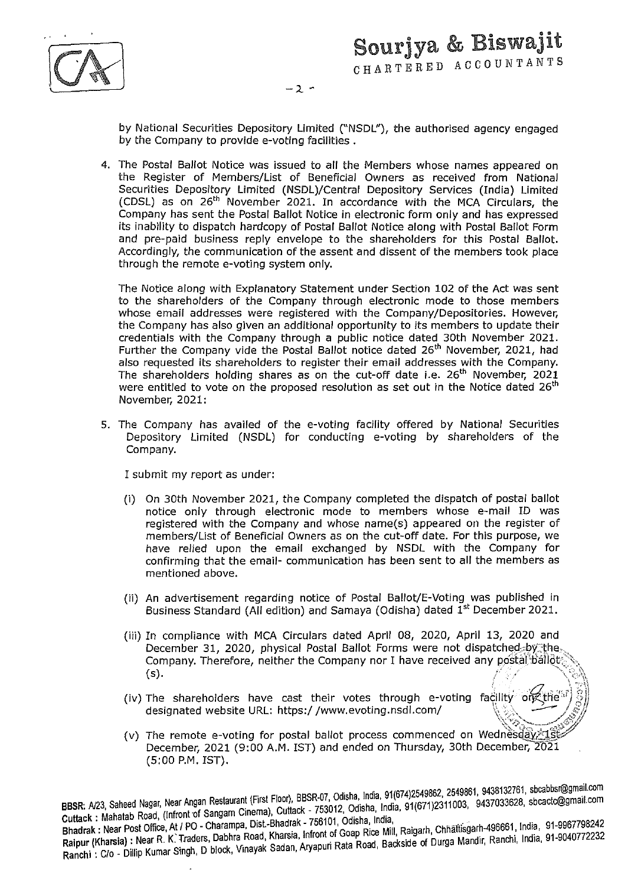by National Securities Depository Limited ("NSDL"), the authorised agency engaged by the Company to provide e-voting facilities .

4. The Postal Ballot Notice was issued to all the Members whose names appeared on the Register of Members/List of Beneficial Owners as received from National Securities Depository Limited (NSDL)/Central Depository Services (India) Limited (CDSL) as on 26th November 2021. In accordance with the MCA Circulars, the Company has sent the Postal Ballot Notice in electronic form only and has expressed its inability to dispatch hardcopy of Postal Ballot Notice along with Postal Ballot Form and pre-paid business reply envelope to the shareholders for this Postal Ballot. Accordingly, the communication of the assent and dissent of the members took place through the remote e-voting system only.

   The Notice along with Explanatory Statement under Section 102 of the Act was sent to the shareholders of the Company through electronic mode to those members whose email addresses were registered with the Company/Depositories. However, the Company has also given an additional opportunity to its members to update their credentials with the Company through a public notice dated 30th November 2021. Further the Company vide the Postal Ballot notice dated 26th November, 2021, had also requested its shareholders to register their email addresses with the Company. The shareholders holding shares as on the cut-off date i.e. 26th November, 2021 were entitled to vote on the proposed resolution as set out in the Notice dated 26th November, 2021:

5. The Company has availed of the e-voting facility offered by National Securities Depository Limited (NSDL) for conducting e-voting by shareholders of the Company.

   I submit my report as under:

   (i) On 30th November 2021, the Company completed the dispatch of postal ballot notice only through electronic mode to members whose e-mail ID was registered with the Company and whose name(s) appeared on the register of members/List of Beneficial Owners as on the cut-off date. For this purpose, we have relied upon the email exchanged by NSDL with the Company for confirming that the email- communication has been sent to all the members as mentioned above.

   (ii) An advertisement regarding notice of Postal Ballot/E-Voting was published in Business Standard (All edition) and Samaya (Odisha) dated 1st December 2021.

   (iii) In compliance with MCA Circulars dated April 08, 2020, April 13, 2020 and December 31, 2020, physical Postal Ballot Forms were not dispatched by the Company. Therefore, neither the Company nor I have received any postal ballot (s).

   (iv) The shareholders have cast their votes through e-voting facility on the designated website URL: https:/ /www.evoting.nsdl.com/

   (v) The remote e-voting for postal ballot process commenced on Wednesday 1st December, 2021 (9:00 A.M. IST) and ended on Thursday, 30th December, 2021 (5:00 P.M. IST).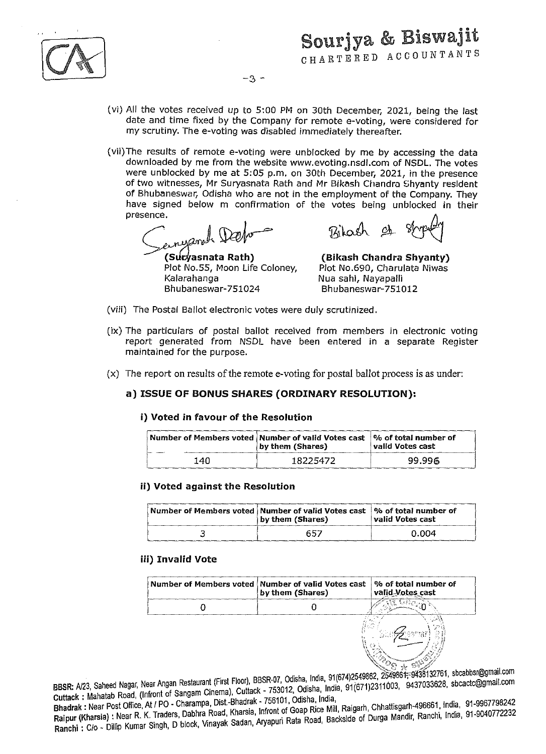(vi) All the votes received up to 5:00 PM on 30th December, 2021, being the last date and time fixed by the Company for remote e-voting, were considered for my scrutiny. The e-voting was disabled immediately thereafter.

(vii) The results of remote e-voting were unblocked by me by accessing the data downloaded by me from the website www.evoting.nsdl.com of NSDL. The votes were unblocked by me at 5:05 p.m. on 30th December, 2021, in the presence of two witnesses, Mr Suryasnata Rath and Mr Bikash Chandra Shyanty resident of Bhubaneswar, Odisha who are not in the employment of the Company. They have signed below m confirmation of the votes being unblocked in their presence.

**(Suryasnata Rath)**
Plot No.55, Moon Life Coloney,
Kalarahanga
Bhubaneswar-751024

**(Bikash Chandra Shyanty)**
Plot No.690, Charulata Niwas
Nua sahi, Nayapalli
Bhubaneswar-751012

(viii) The Postal Ballot electronic votes were duly scrutinized.

(ix) The particulars of postal ballot received from members in electronic voting report generated from NSDL have been entered in a separate Register maintained for the purpose.

(x) The report on results of the remote e-voting for postal ballot process is as under:

### a) ISSUE OF BONUS SHARES (ORDINARY RESOLUTION):

#### i) Voted in favour of the Resolution

| Number of Members voted | Number of valid Votes cast by them (Shares) | % of total number of valid Votes cast |
|---|---|---|
| 140 | 18225472 | 99.996 |

#### ii) Voted against the Resolution

| Number of Members voted | Number of valid Votes cast by them (Shares) | % of total number of valid Votes cast |
|---|---|---|
| 3 | 657 | 0.004 |

#### iii) Invalid Vote

| Number of Members voted | Number of valid Votes cast by them (Shares) | % of total number of valid Votes cast |
|---|---|---|
| 0 | 0 | 0 |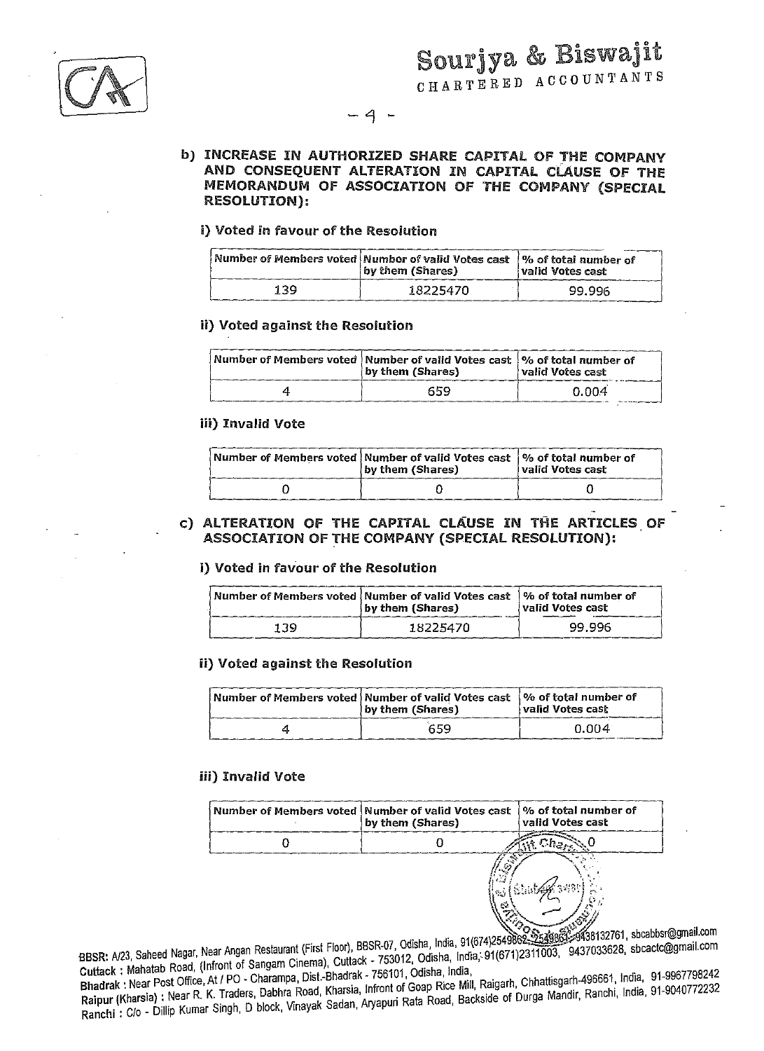b) **INCREASE IN AUTHORIZED SHARE CAPITAL OF THE COMPANY AND CONSEQUENT ALTERATION IN CAPITAL CLAUSE OF THE MEMORANDUM OF ASSOCIATION OF THE COMPANY (SPECIAL RESOLUTION):**

**i) Voted in favour of the Resolution**

| Number of Members voted | Number of valid Votes cast by them (Shares) | % of total number of valid Votes cast |
|---|---|---|
| 139 | 18225470 | 99.996 |

**ii) Voted against the Resolution**

| Number of Members voted | Number of valid Votes cast by them (Shares) | % of total number of valid Votes cast |
|---|---|---|
| 4 | 659 | 0.004 |

**iii) Invalid Vote**

| Number of Members voted | Number of valid Votes cast by them (Shares) | % of total number of valid Votes cast |
|---|---|---|
| 0 | 0 | 0 |

c) **ALTERATION OF THE CAPITAL CLAUSE IN THE ARTICLES OF ASSOCIATION OF THE COMPANY (SPECIAL RESOLUTION):**

**i) Voted in favour of the Resolution**

| Number of Members voted | Number of valid Votes cast by them (Shares) | % of total number of valid Votes cast |
|---|---|---|
| 139 | 18225470 | 99.996 |

**ii) Voted against the Resolution**

| Number of Members voted | Number of valid Votes cast by them (Shares) | % of total number of valid Votes cast |
|---|---|---|
| 4 | 659 | 0.004 |

**iii) Invalid Vote**

| Number of Members voted | Number of valid Votes cast by them (Shares) | % of total number of valid Votes cast |
|---|---|---|
| 0 | 0 | 0 |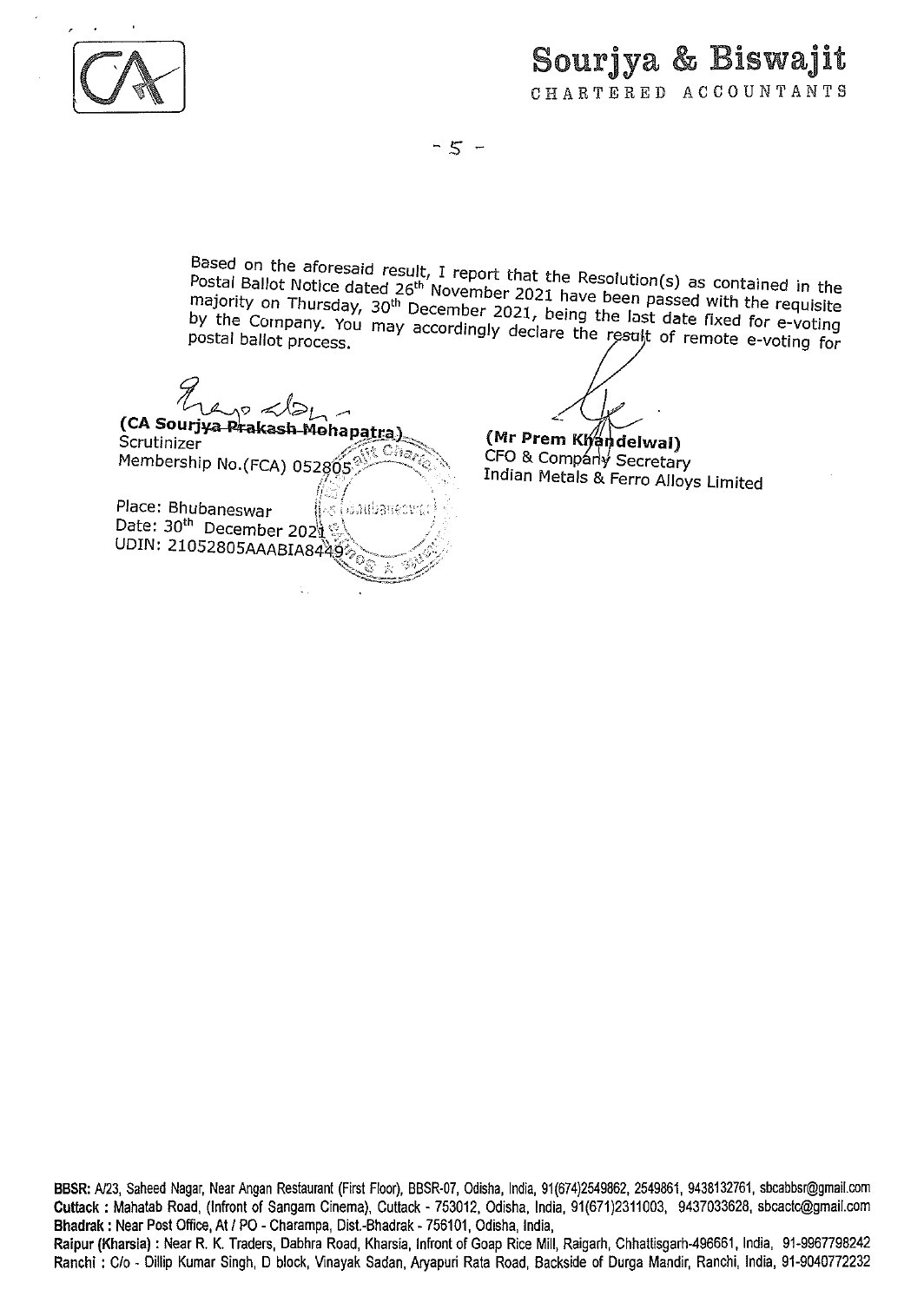Based on the aforesaid result, I report that the Resolution(s) as contained in the Postal Ballot Notice dated 26th November 2021 have been passed with the requisite majority on Thursday, 30th December 2021, being the last date fixed for e-voting by the Company. You may accordingly declare the result of remote e-voting for postal ballot process.

**(CA Sourjya Prakash Mohapatra)**
Scrutinizer
Membership No.(FCA) 052805

Place: Bhubaneswar
Date: 30th December 2021
UDIN: 21052805AAABIA8449

**(Mr Prem Khandelwal)**
CFO & Company Secretary
Indian Metals & Ferro Alloys Limited

**BBSR:** A/23, Saheed Nagar, Near Angan Restaurant (First Floor), BBSR-07, Odisha, India, 91(674)2549862, 2549861, 9438132761, sbcabbsr@gmail.com
**Cuttack :** Mahatab Road, (Infront of Sangam Cinema), Cuttack - 753012, Odisha, India, 91(671)2311003, 9437033628, sbcactc@gmail.com
**Bhadrak :** Near Post Office, At / PO - Charampa, Dist.-Bhadrak - 756101, Odisha, India,
**Raipur (Kharsia) :** Near R. K. Traders, Dabhra Road, Kharsia, Infront of Goap Rice Mill, Raigarh, Chhattisgarh-496661, India, 91-9967798242
**Ranchi :** C/o - Dillip Kumar Singh, D block, Vinayak Sadan, Aryapuri Rata Road, Backside of Durga Mandir, Ranchi, India, 91-9040772232